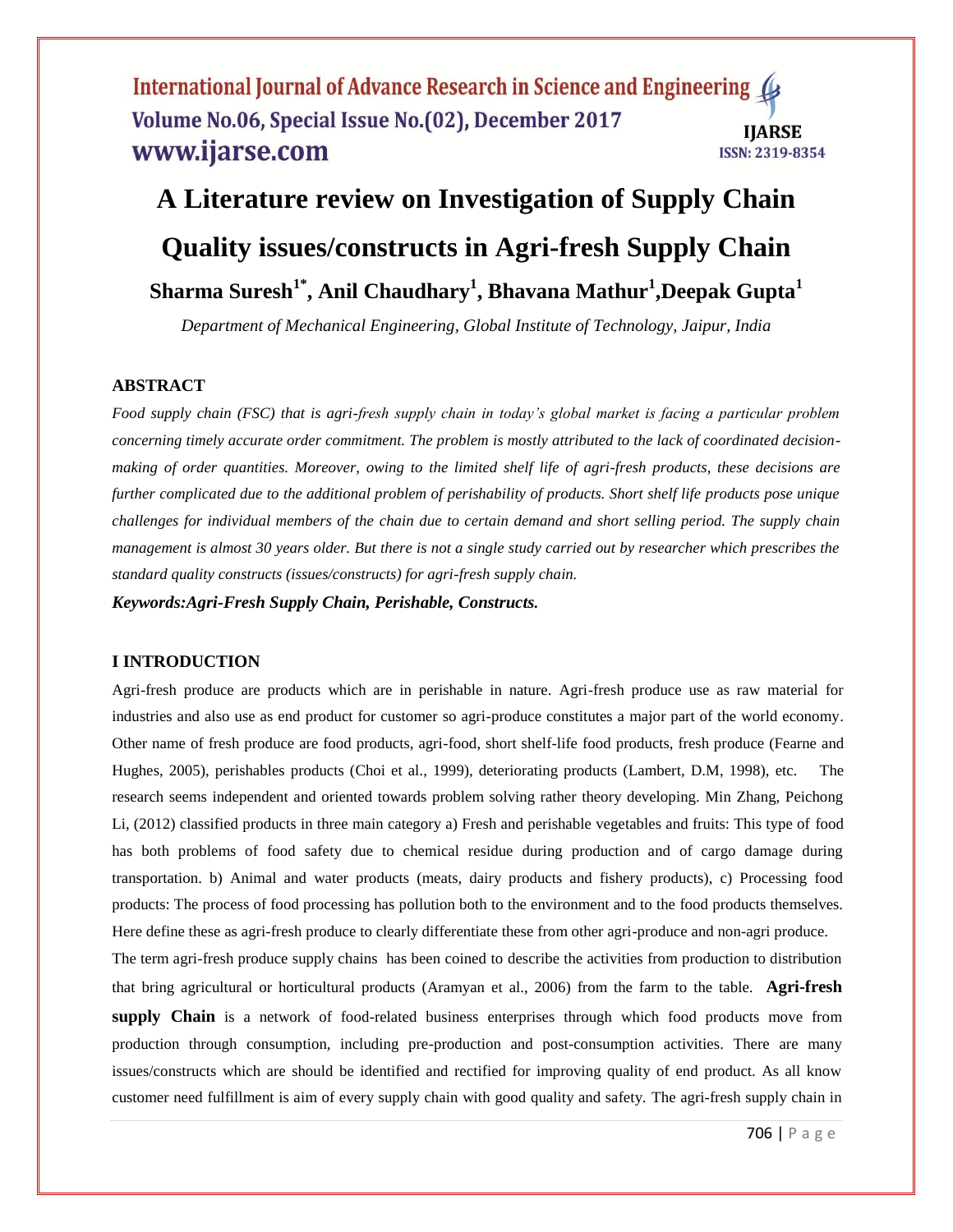# A Literature review on Investigation of Supply Chain Quality issues/constructs in Agri-fresh Supply Chain

**Sharma Suresh[1*], Anil Chaudhary[1], Bhavana Mathur[1], Deepak Gupta[1]**

*Department of Mechanical Engineering, Global Institute of Technology, Jaipur, India*

## ABSTRACT

*Food supply chain (FSC) that is agri-fresh supply chain in today's global market is facing a particular problem concerning timely accurate order commitment. The problem is mostly attributed to the lack of coordinated decision-making of order quantities. Moreover, owing to the limited shelf life of agri-fresh products, these decisions are further complicated due to the additional problem of perishability of products. Short shelf life products pose unique challenges for individual members of the chain due to certain demand and short selling period. The supply chain management is almost 30 years older. But there is not a single study carried out by researcher which prescribes the standard quality constructs (issues/constructs) for agri-fresh supply chain.*

***Keywords:Agri-Fresh Supply Chain, Perishable, Constructs.***

## I INTRODUCTION

Agri-fresh produce are products which are in perishable in nature. Agri-fresh produce use as raw material for industries and also use as end product for customer so agri-produce constitutes a major part of the world economy. Other name of fresh produce are food products, agri-food, short shelf-life food products, fresh produce (Fearne and Hughes, 2005), perishables products (Choi et al., 1999), deteriorating products (Lambert, D.M, 1998), etc. The research seems independent and oriented towards problem solving rather theory developing. Min Zhang, Peichong Li, (2012) classified products in three main category a) Fresh and perishable vegetables and fruits: This type of food has both problems of food safety due to chemical residue during production and of cargo damage during transportation. b) Animal and water products (meats, dairy products and fishery products), c) Processing food products: The process of food processing has pollution both to the environment and to the food products themselves. Here define these as agri-fresh produce to clearly differentiate these from other agri-produce and non-agri produce.

The term agri-fresh produce supply chains has been coined to describe the activities from production to distribution that bring agricultural or horticultural products (Aramyan et al., 2006) from the farm to the table. **Agri-fresh supply Chain** is a network of food-related business enterprises through which food products move from production through consumption, including pre-production and post-consumption activities. There are many issues/constructs which are should be identified and rectified for improving quality of end product. As all know customer need fulfillment is aim of every supply chain with good quality and safety. The agri-fresh supply chain in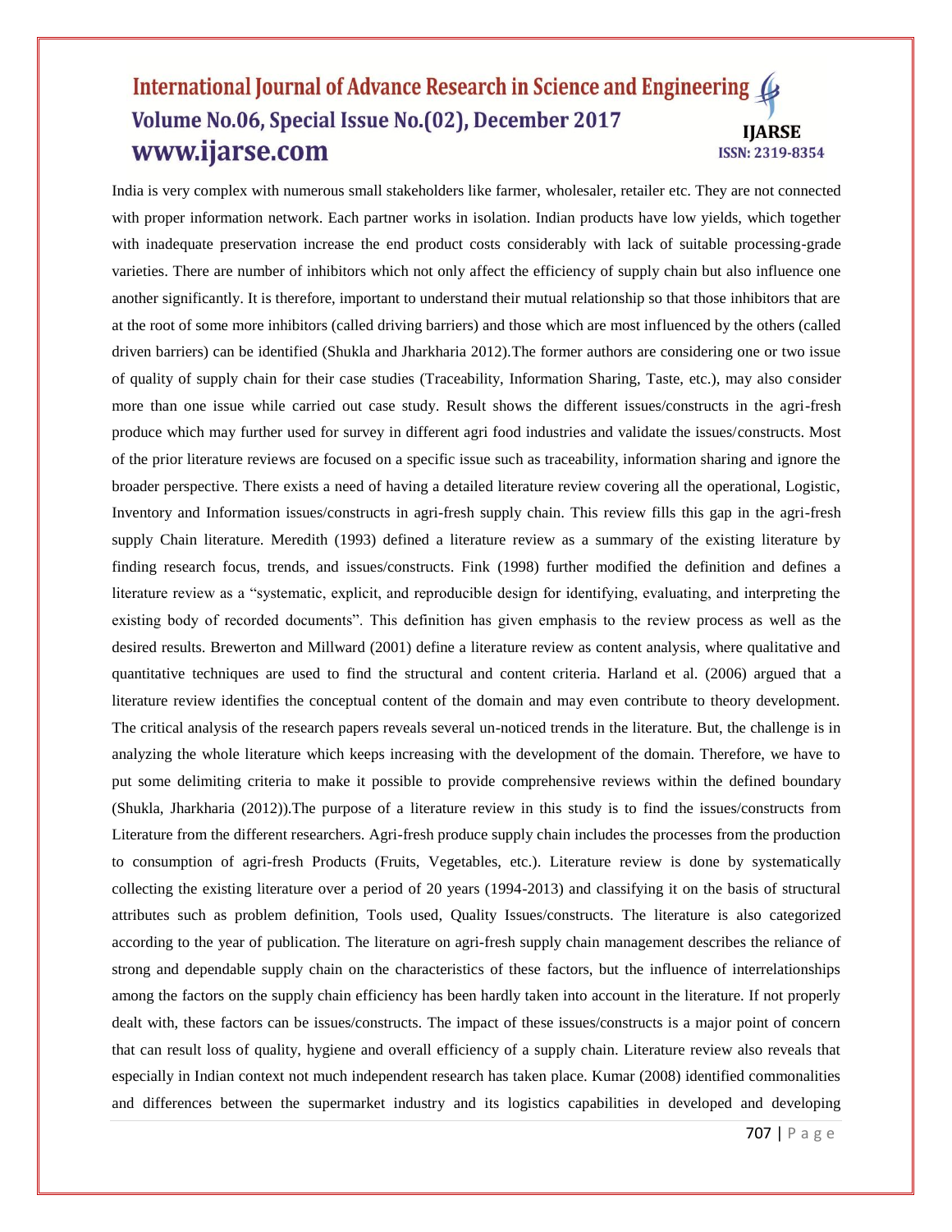India is very complex with numerous small stakeholders like farmer, wholesaler, retailer etc. They are not connected with proper information network. Each partner works in isolation. Indian products have low yields, which together with inadequate preservation increase the end product costs considerably with lack of suitable processing-grade varieties. There are number of inhibitors which not only affect the efficiency of supply chain but also influence one another significantly. It is therefore, important to understand their mutual relationship so that those inhibitors that are at the root of some more inhibitors (called driving barriers) and those which are most influenced by the others (called driven barriers) can be identified (Shukla and Jharkharia 2012).The former authors are considering one or two issue of quality of supply chain for their case studies (Traceability, Information Sharing, Taste, etc.), may also consider more than one issue while carried out case study. Result shows the different issues/constructs in the agri-fresh produce which may further used for survey in different agri food industries and validate the issues/constructs. Most of the prior literature reviews are focused on a specific issue such as traceability, information sharing and ignore the broader perspective. There exists a need of having a detailed literature review covering all the operational, Logistic, Inventory and Information issues/constructs in agri-fresh supply chain. This review fills this gap in the agri-fresh supply Chain literature. Meredith (1993) defined a literature review as a summary of the existing literature by finding research focus, trends, and issues/constructs. Fink (1998) further modified the definition and defines a literature review as a "systematic, explicit, and reproducible design for identifying, evaluating, and interpreting the existing body of recorded documents". This definition has given emphasis to the review process as well as the desired results. Brewerton and Millward (2001) define a literature review as content analysis, where qualitative and quantitative techniques are used to find the structural and content criteria. Harland et al. (2006) argued that a literature review identifies the conceptual content of the domain and may even contribute to theory development. The critical analysis of the research papers reveals several un-noticed trends in the literature. But, the challenge is in analyzing the whole literature which keeps increasing with the development of the domain. Therefore, we have to put some delimiting criteria to make it possible to provide comprehensive reviews within the defined boundary (Shukla, Jharkharia (2012)).The purpose of a literature review in this study is to find the issues/constructs from Literature from the different researchers. Agri-fresh produce supply chain includes the processes from the production to consumption of agri-fresh Products (Fruits, Vegetables, etc.). Literature review is done by systematically collecting the existing literature over a period of 20 years (1994-2013) and classifying it on the basis of structural attributes such as problem definition, Tools used, Quality Issues/constructs. The literature is also categorized according to the year of publication. The literature on agri-fresh supply chain management describes the reliance of strong and dependable supply chain on the characteristics of these factors, but the influence of interrelationships among the factors on the supply chain efficiency has been hardly taken into account in the literature. If not properly dealt with, these factors can be issues/constructs. The impact of these issues/constructs is a major point of concern that can result loss of quality, hygiene and overall efficiency of a supply chain. Literature review also reveals that especially in Indian context not much independent research has taken place. Kumar (2008) identified commonalities and differences between the supermarket industry and its logistics capabilities in developed and developing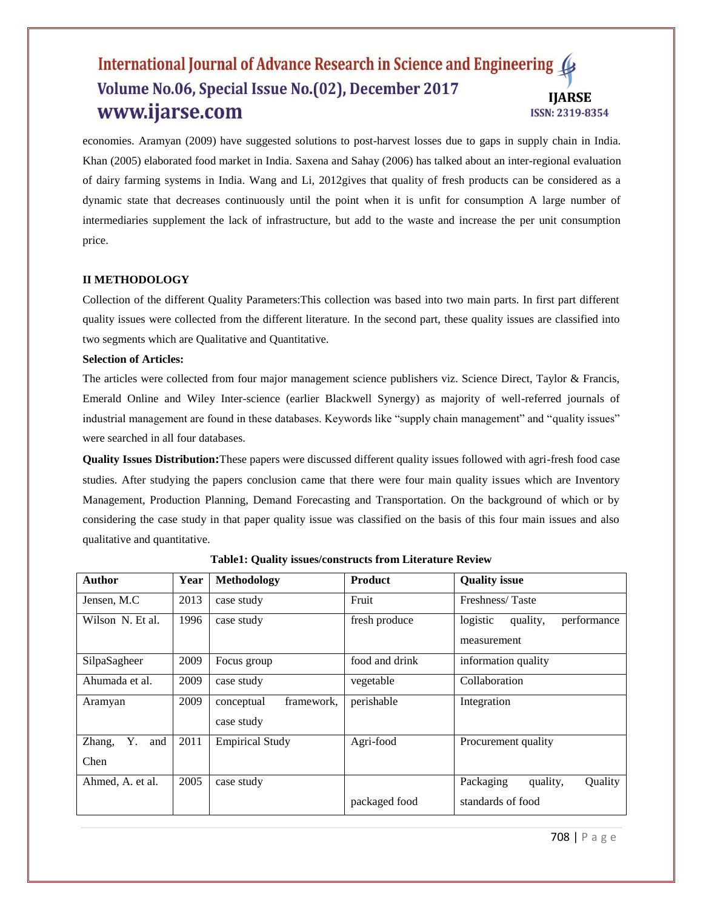economies. Aramyan (2009) have suggested solutions to post-harvest losses due to gaps in supply chain in India. Khan (2005) elaborated food market in India. Saxena and Sahay (2006) has talked about an inter-regional evaluation of dairy farming systems in India. Wang and Li, 2012gives that quality of fresh products can be considered as a dynamic state that decreases continuously until the point when it is unfit for consumption A large number of intermediaries supplement the lack of infrastructure, but add to the waste and increase the per unit consumption price.

## II METHODOLOGY

Collection of the different Quality Parameters:This collection was based into two main parts. In first part different quality issues were collected from the different literature. In the second part, these quality issues are classified into two segments which are Qualitative and Quantitative.

**Selection of Articles:**

The articles were collected from four major management science publishers viz. Science Direct, Taylor & Francis, Emerald Online and Wiley Inter-science (earlier Blackwell Synergy) as majority of well-referred journals of industrial management are found in these databases. Keywords like "supply chain management" and "quality issues" were searched in all four databases.

**Quality Issues Distribution:**These papers were discussed different quality issues followed with agri-fresh food case studies. After studying the papers conclusion came that there were four main quality issues which are Inventory Management, Production Planning, Demand Forecasting and Transportation. On the background of which or by considering the case study in that paper quality issue was classified on the basis of this four main issues and also qualitative and quantitative.

**Table1: Quality issues/constructs from Literature Review**

| Author | Year | Methodology | Product | Quality issue |
|---|---|---|---|---|
| Jensen, M.C | 2013 | case study | Fruit | Freshness/ Taste |
| Wilson N. Et al. | 1996 | case study | fresh produce | logistic quality, performance measurement |
| SilpaSagheer | 2009 | Focus group | food and drink | information quality |
| Ahumada et al. | 2009 | case study | vegetable | Collaboration |
| Aramyan | 2009 | conceptual framework, case study | perishable | Integration |
| Zhang, Y. and Chen | 2011 | Empirical Study | Agri-food | Procurement quality |
| Ahmed, A. et al. | 2005 | case study | packaged food | Packaging quality, Quality standards of food |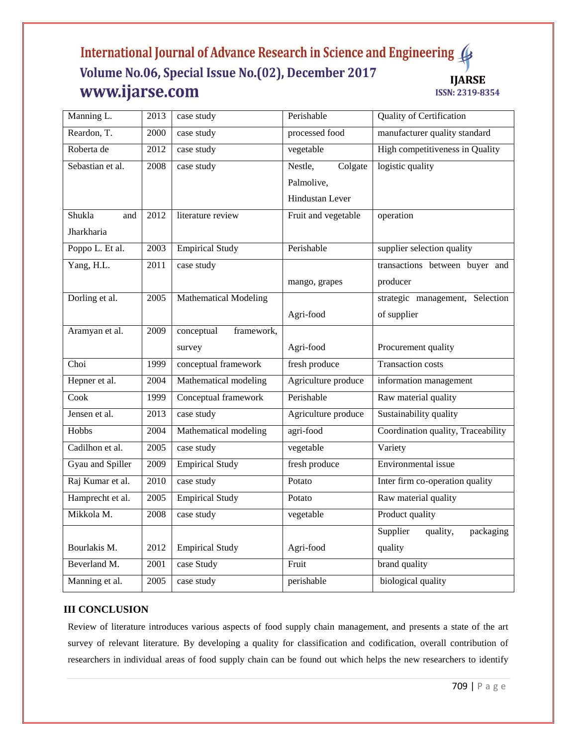| Manning L. | 2013 | case study | Perishable | Quality of Certification |
|---|---|---|---|---|
| Reardon, T. | 2000 | case study | processed food | manufacturer quality standard |
| Roberta de | 2012 | case study | vegetable | High competitiveness in Quality |
| Sebastian et al. | 2008 | case study | Nestle, Colgate Palmolive, Hindustan Lever | logistic quality |
| Shukla and Jharkharia | 2012 | literature review | Fruit and vegetable | operation |
| Poppo L. Et al. | 2003 | Empirical Study | Perishable | supplier selection quality |
| Yang, H.L. | 2011 | case study | mango, grapes | transactions between buyer and producer |
| Dorling et al. | 2005 | Mathematical Modeling | Agri-food | strategic management, Selection of supplier |
| Aramyan et al. | 2009 | conceptual framework, survey | Agri-food | Procurement quality |
| Choi | 1999 | conceptual framework | fresh produce | Transaction costs |
| Hepner et al. | 2004 | Mathematical modeling | Agriculture produce | information management |
| Cook | 1999 | Conceptual framework | Perishable | Raw material quality |
| Jensen et al. | 2013 | case study | Agriculture produce | Sustainability quality |
| Hobbs | 2004 | Mathematical modeling | agri-food | Coordination quality, Traceability |
| Cadilhon et al. | 2005 | case study | vegetable | Variety |
| Gyau and Spiller | 2009 | Empirical Study | fresh produce | Environmental issue |
| Raj Kumar et al. | 2010 | case study | Potato | Inter firm co-operation quality |
| Hamprecht et al. | 2005 | Empirical Study | Potato | Raw material quality |
| Mikkola M. | 2008 | case study | vegetable | Product quality |
| Bourlakis M. | 2012 | Empirical Study | Agri-food | Supplier quality, packaging quality |
| Beverland M. | 2001 | case Study | Fruit | brand quality |
| Manning et al. | 2005 | case study | perishable | biological quality |

## III CONCLUSION

Review of literature introduces various aspects of food supply chain management, and presents a state of the art survey of relevant literature. By developing a quality for classification and codification, overall contribution of researchers in individual areas of food supply chain can be found out which helps the new researchers to identify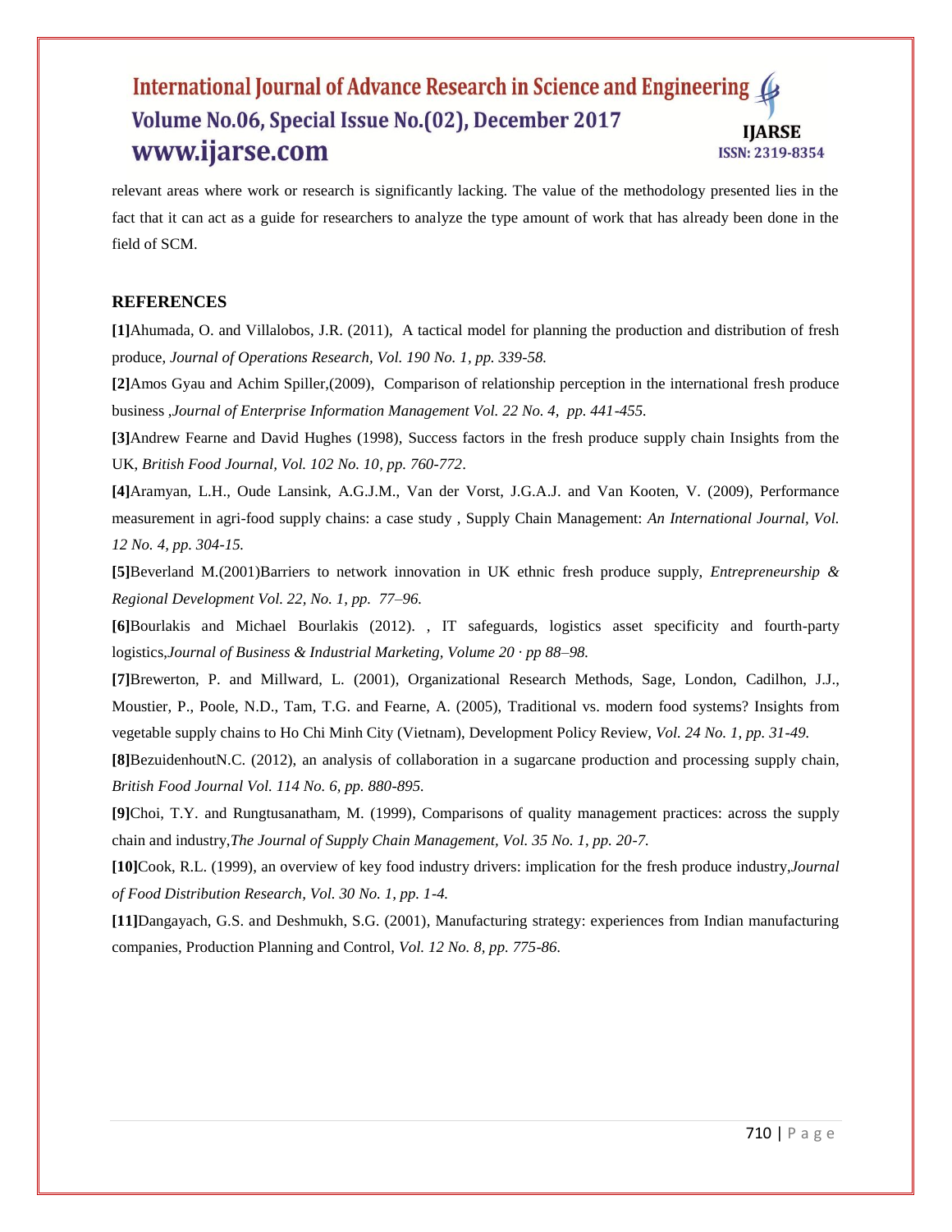relevant areas where work or research is significantly lacking. The value of the methodology presented lies in the fact that it can act as a guide for researchers to analyze the type amount of work that has already been done in the field of SCM.

## REFERENCES

**[1]**Ahumada, O. and Villalobos, J.R. (2011), A tactical model for planning the production and distribution of fresh produce, *Journal of Operations Research, Vol. 190 No. 1, pp. 339-58.*

**[2]**Amos Gyau and Achim Spiller,(2009), Comparison of relationship perception in the international fresh produce business ,*Journal of Enterprise Information Management Vol. 22 No. 4, pp. 441-455.*

**[3]**Andrew Fearne and David Hughes (1998), Success factors in the fresh produce supply chain Insights from the UK, *British Food Journal, Vol. 102 No. 10, pp. 760-772*.

**[4]**Aramyan, L.H., Oude Lansink, A.G.J.M., Van der Vorst, J.G.A.J. and Van Kooten, V. (2009), Performance measurement in agri-food supply chains: a case study , Supply Chain Management: *An International Journal, Vol. 12 No. 4, pp. 304-15.*

**[5]**Beverland M.(2001)Barriers to network innovation in UK ethnic fresh produce supply, *Entrepreneurship & Regional Development Vol. 22, No. 1, pp. 77–96.*

**[6]**Bourlakis and Michael Bourlakis (2012). , IT safeguards, logistics asset specificity and fourth-party logistics,*Journal of Business & Industrial Marketing, Volume 20 · pp 88–98.*

**[7]**Brewerton, P. and Millward, L. (2001), Organizational Research Methods, Sage, London, Cadilhon, J.J., Moustier, P., Poole, N.D., Tam, T.G. and Fearne, A. (2005), Traditional vs. modern food systems? Insights from vegetable supply chains to Ho Chi Minh City (Vietnam), Development Policy Review, *Vol. 24 No. 1, pp. 31-49.*

**[8]**BezuidenhoutN.C. (2012), an analysis of collaboration in a sugarcane production and processing supply chain, *British Food Journal Vol. 114 No. 6, pp. 880-895.*

**[9]**Choi, T.Y. and Rungtusanatham, M. (1999), Comparisons of quality management practices: across the supply chain and industry,*The Journal of Supply Chain Management, Vol. 35 No. 1, pp. 20-7.*

**[10]**Cook, R.L. (1999), an overview of key food industry drivers: implication for the fresh produce industry,*Journal of Food Distribution Research, Vol. 30 No. 1, pp. 1-4.*

**[11]**Dangayach, G.S. and Deshmukh, S.G. (2001), Manufacturing strategy: experiences from Indian manufacturing companies, Production Planning and Control, *Vol. 12 No. 8, pp. 775-86.*